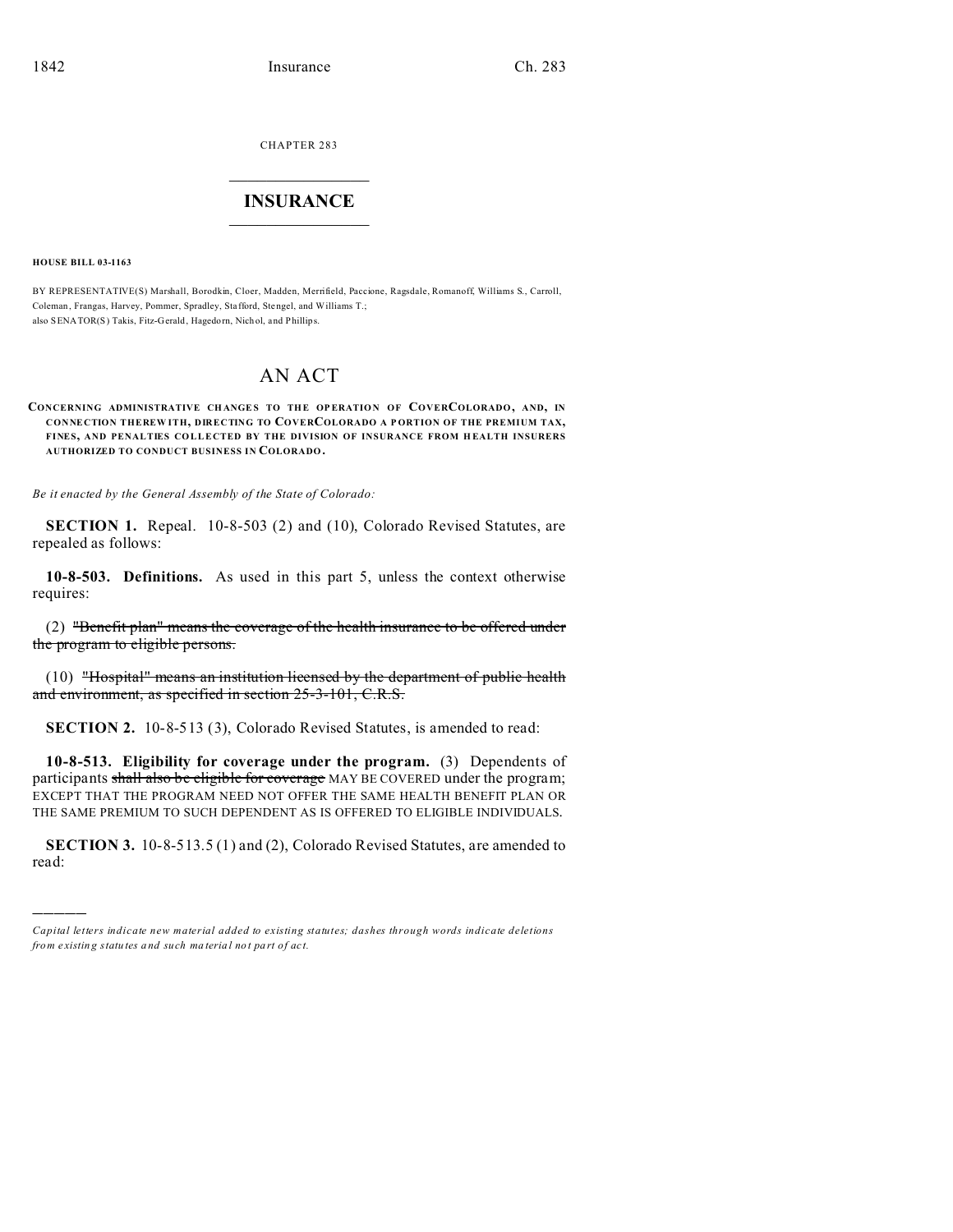CHAPTER 283

# INSURANCE

**HOUSE BILL 03-1163**

BY REPRESENTATIVE(S) Marshall, Borodkin, Cloer, Madden, Merrifield, Paccione, Ragsdale, Romanoff, Williams S., Carroll, Coleman, Frangas, Harvey, Pommer, Spradley, Stafford, Stengel, and Williams T.;
also SENATOR(S) Takis, Fitz-Gerald, Hagedorn, Nichol, and Phillips.

## AN ACT

**CONCERNING ADMINISTRATIVE CHANGES TO THE OPERATION OF COVERCOLORADO, AND, IN CONNECTION THEREWITH, DIRECTING TO COVERCOLORADO A PORTION OF THE PREMIUM TAX, FINES, AND PENALTIES COLLECTED BY THE DIVISION OF INSURANCE FROM HEALTH INSURERS AUTHORIZED TO CONDUCT BUSINESS IN COLORADO.**

*Be it enacted by the General Assembly of the State of Colorado:*

**SECTION 1.** Repeal. 10-8-503 (2) and (10), Colorado Revised Statutes, are repealed as follows:

**10-8-503. Definitions.** As used in this part 5, unless the context otherwise requires:

(2) ~~"Benefit plan" means the coverage of the health insurance to be offered under the program to eligible persons.~~

(10) ~~"Hospital" means an institution licensed by the department of public health and environment, as specified in section 25-3-101, C.R.S.~~

**SECTION 2.** 10-8-513 (3), Colorado Revised Statutes, is amended to read:

**10-8-513. Eligibility for coverage under the program.** (3) Dependents of participants ~~shall also be eligible for coverage~~ MAY BE COVERED under the program; EXCEPT THAT THE PROGRAM NEED NOT OFFER THE SAME HEALTH BENEFIT PLAN OR THE SAME PREMIUM TO SUCH DEPENDENT AS IS OFFERED TO ELIGIBLE INDIVIDUALS.

**SECTION 3.** 10-8-513.5 (1) and (2), Colorado Revised Statutes, are amended to read:

---

*Capital letters indicate new material added to existing statutes; dashes through words indicate deletions from existing statutes and such material not part of act.*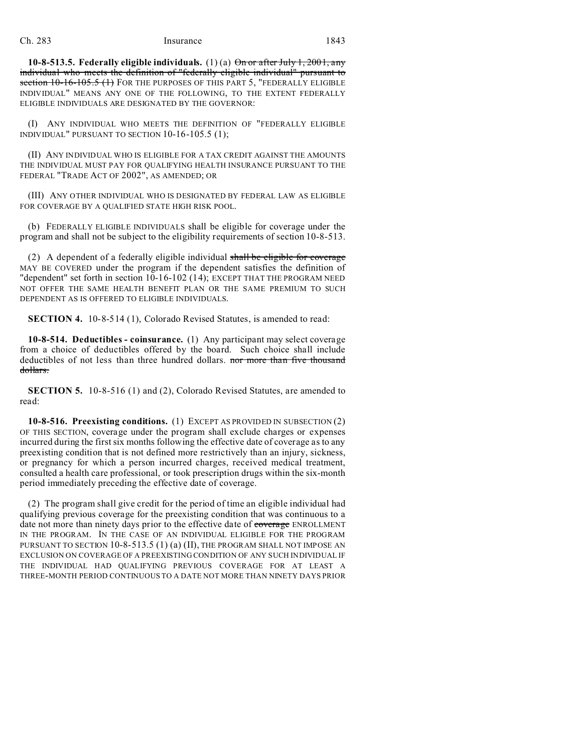**10-8-513.5. Federally eligible individuals.** (1) (a) ~~On or after July 1, 2001, any individual who meets the definition of "federally eligible individual" pursuant to section 10-16-105.5 (1)~~ FOR THE PURPOSES OF THIS PART 5, "FEDERALLY ELIGIBLE INDIVIDUAL" MEANS ANY ONE OF THE FOLLOWING, TO THE EXTENT FEDERALLY ELIGIBLE INDIVIDUALS ARE DESIGNATED BY THE GOVERNOR:

(I) ANY INDIVIDUAL WHO MEETS THE DEFINITION OF "FEDERALLY ELIGIBLE INDIVIDUAL" PURSUANT TO SECTION 10-16-105.5 (1);

(II) ANY INDIVIDUAL WHO IS ELIGIBLE FOR A TAX CREDIT AGAINST THE AMOUNTS THE INDIVIDUAL MUST PAY FOR QUALIFYING HEALTH INSURANCE PURSUANT TO THE FEDERAL "TRADE ACT OF 2002", AS AMENDED; OR

(III) ANY OTHER INDIVIDUAL WHO IS DESIGNATED BY FEDERAL LAW AS ELIGIBLE FOR COVERAGE BY A QUALIFIED STATE HIGH RISK POOL.

(b) FEDERALLY ELIGIBLE INDIVIDUALS shall be eligible for coverage under the program and shall not be subject to the eligibility requirements of section 10-8-513.

(2) A dependent of a federally eligible individual ~~shall be eligible for coverage~~ MAY BE COVERED under the program if the dependent satisfies the definition of "dependent" set forth in section 10-16-102 (14); EXCEPT THAT THE PROGRAM NEED NOT OFFER THE SAME HEALTH BENEFIT PLAN OR THE SAME PREMIUM TO SUCH DEPENDENT AS IS OFFERED TO ELIGIBLE INDIVIDUALS.

**SECTION 4.** 10-8-514 (1), Colorado Revised Statutes, is amended to read:

**10-8-514. Deductibles - coinsurance.** (1) Any participant may select coverage from a choice of deductibles offered by the board. Such choice shall include deductibles of not less than three hundred dollars. ~~nor more than five thousand dollars.~~

**SECTION 5.** 10-8-516 (1) and (2), Colorado Revised Statutes, are amended to read:

**10-8-516. Preexisting conditions.** (1) EXCEPT AS PROVIDED IN SUBSECTION (2) OF THIS SECTION, coverage under the program shall exclude charges or expenses incurred during the first six months following the effective date of coverage as to any preexisting condition that is not defined more restrictively than an injury, sickness, or pregnancy for which a person incurred charges, received medical treatment, consulted a health care professional, or took prescription drugs within the six-month period immediately preceding the effective date of coverage.

(2) The program shall give credit for the period of time an eligible individual had qualifying previous coverage for the preexisting condition that was continuous to a date not more than ninety days prior to the effective date of ~~coverage~~ ENROLLMENT IN THE PROGRAM. IN THE CASE OF AN INDIVIDUAL ELIGIBLE FOR THE PROGRAM PURSUANT TO SECTION 10-8-513.5 (1) (a) (II), THE PROGRAM SHALL NOT IMPOSE AN EXCLUSION ON COVERAGE OF A PREEXISTING CONDITION OF ANY SUCH INDIVIDUAL IF THE INDIVIDUAL HAD QUALIFYING PREVIOUS COVERAGE FOR AT LEAST A THREE-MONTH PERIOD CONTINUOUS TO A DATE NOT MORE THAN NINETY DAYS PRIOR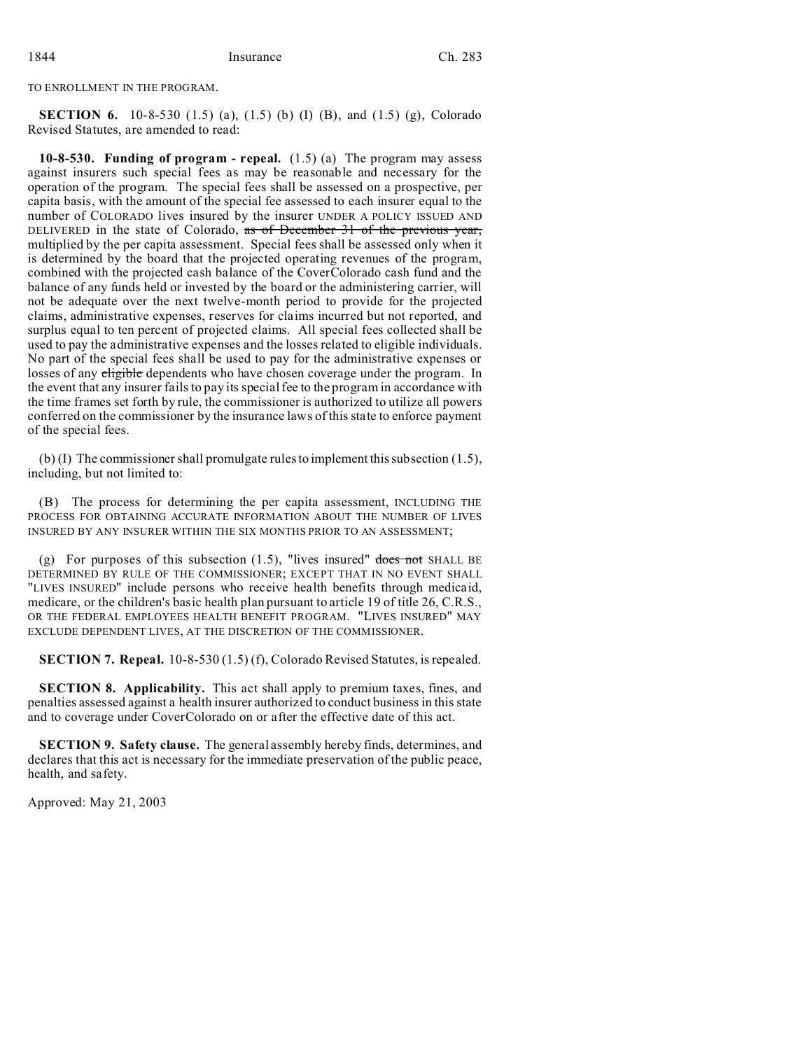TO ENROLLMENT IN THE PROGRAM.

**SECTION 6.** 10-8-530 (1.5) (a), (1.5) (b) (I) (B), and (1.5) (g), Colorado Revised Statutes, are amended to read:

**10-8-530. Funding of program - repeal.** (1.5) (a) The program may assess against insurers such special fees as may be reasonable and necessary for the operation of the program. The special fees shall be assessed on a prospective, per capita basis, with the amount of the special fee assessed to each insurer equal to the number of COLORADO lives insured by the insurer UNDER A POLICY ISSUED AND DELIVERED in the state of Colorado, ~~as of December 31 of the previous year,~~ multiplied by the per capita assessment. Special fees shall be assessed only when it is determined by the board that the projected operating revenues of the program, combined with the projected cash balance of the CoverColorado cash fund and the balance of any funds held or invested by the board or the administering carrier, will not be adequate over the next twelve-month period to provide for the projected claims, administrative expenses, reserves for claims incurred but not reported, and surplus equal to ten percent of projected claims. All special fees collected shall be used to pay the administrative expenses and the losses related to eligible individuals. No part of the special fees shall be used to pay for the administrative expenses or losses of any ~~eligible~~ dependents who have chosen coverage under the program. In the event that any insurer fails to pay its special fee to the program in accordance with the time frames set forth by rule, the commissioner is authorized to utilize all powers conferred on the commissioner by the insurance laws of this state to enforce payment of the special fees.

(b) (I) The commissioner shall promulgate rules to implement this subsection (1.5), including, but not limited to:

(B) The process for determining the per capita assessment, INCLUDING THE PROCESS FOR OBTAINING ACCURATE INFORMATION ABOUT THE NUMBER OF LIVES INSURED BY ANY INSURER WITHIN THE SIX MONTHS PRIOR TO AN ASSESSMENT;

(g) For purposes of this subsection (1.5), "lives insured" ~~does not~~ SHALL BE DETERMINED BY RULE OF THE COMMISSIONER; EXCEPT THAT IN NO EVENT SHALL "LIVES INSURED" include persons who receive health benefits through medicaid, medicare, or the children's basic health plan pursuant to article 19 of title 26, C.R.S., OR THE FEDERAL EMPLOYEES HEALTH BENEFIT PROGRAM. "LIVES INSURED" MAY EXCLUDE DEPENDENT LIVES, AT THE DISCRETION OF THE COMMISSIONER.

**SECTION 7. Repeal.** 10-8-530 (1.5) (f), Colorado Revised Statutes, is repealed.

**SECTION 8. Applicability.** This act shall apply to premium taxes, fines, and penalties assessed against a health insurer authorized to conduct business in this state and to coverage under CoverColorado on or after the effective date of this act.

**SECTION 9. Safety clause.** The general assembly hereby finds, determines, and declares that this act is necessary for the immediate preservation of the public peace, health, and safety.

Approved: May 21, 2003